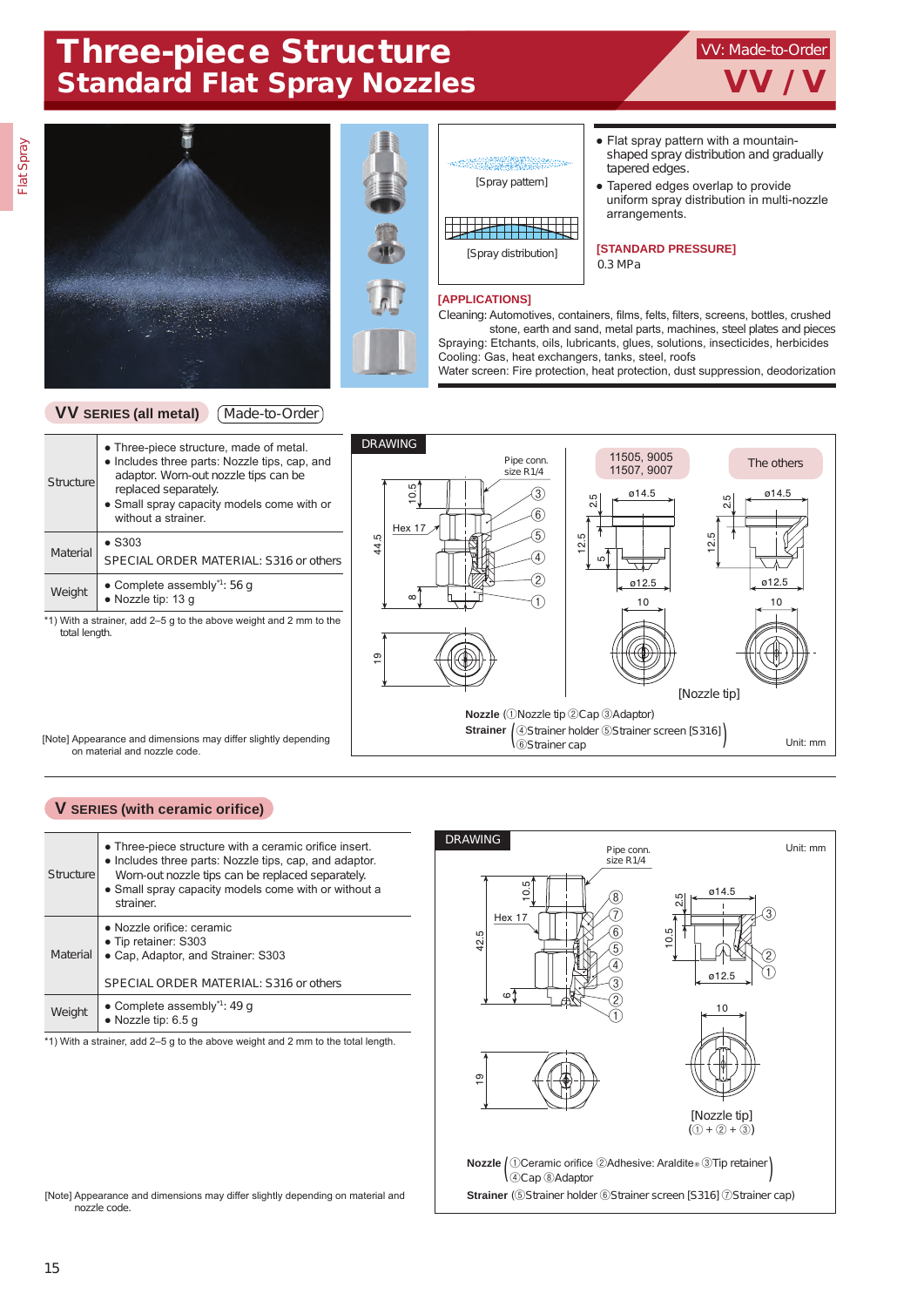# Three-piece Structure
## Standard Flat Spray Nozzles

VV: Made-to-Order

**VV / V**

[Spray pattern]

[Spray distribution]

- Flat spray pattern with a mountain-shaped spray distribution and gradually tapered edges.
- Tapered edges overlap to provide uniform spray distribution in multi-nozzle arrangements.

**[STANDARD PRESSURE]**
0.3 MPa

**[APPLICATIONS]**
Cleaning: Automotives, containers, films, felts, filters, screens, bottles, crushed stone, earth and sand, metal parts, machines, steel plates and pieces
Spraying: Etchants, oils, lubricants, glues, solutions, insecticides, herbicides
Cooling: Gas, heat exchangers, tanks, steel, roofs
Water screen: Fire protection, heat protection, dust suppression, deodorization

## VV SERIES (all metal) (Made-to-Order)

| | |
|---|---|
| Structure | • Three-piece structure, made of metal.<br>• Includes three parts: Nozzle tips, cap, and adaptor. Worn-out nozzle tips can be replaced separately.<br>• Small spray capacity models come with or without a strainer. |
| Material | • S303<br>SPECIAL ORDER MATERIAL: S316 or others |
| Weight | • Complete assembly*1: 56 g<br>• Nozzle tip: 13 g |

*1) With a strainer, add 2–5 g to the above weight and 2 mm to the total length.

[Note] Appearance and dimensions may differ slightly depending on material and nozzle code.

**DRAWING**

Pipe conn. size R1/4; Hex 17; 44.5; 10.5; 8; 19

11505, 9005, 11507, 9007: ø14.5; 2.5; 12.5; 5; ø12.5; 10

The others: ø14.5; 2.5; 12.5; ø12.5; 10

[Nozzle tip]

**Nozzle** (①Nozzle tip ②Cap ③Adaptor)
**Strainer** (④Strainer holder ⑤Strainer screen [S316] ⑥Strainer cap)

Unit: mm

## V SERIES (with ceramic orifice)

| | |
|---|---|
| Structure | • Three-piece structure with a ceramic orifice insert.<br>• Includes three parts: Nozzle tips, cap, and adaptor. Worn-out nozzle tips can be replaced separately.<br>• Small spray capacity models come with or without a strainer. |
| Material | • Nozzle orifice: ceramic<br>• Tip retainer: S303<br>• Cap, Adaptor, and Strainer: S303<br>SPECIAL ORDER MATERIAL: S316 or others |
| Weight | • Complete assembly*1: 49 g<br>• Nozzle tip: 6.5 g |

*1) With a strainer, add 2–5 g to the above weight and 2 mm to the total length.

[Note] Appearance and dimensions may differ slightly depending on material and nozzle code.

**DRAWING**

Unit: mm

Pipe conn. size R1/4; Hex 17; 42.5; 10.5; 6; 19

ø14.5; 2.5; 10.5; ø12.5; 10

[Nozzle tip]
(① + ② + ③)

**Nozzle** (①Ceramic orifice ②Adhesive: Araldite® ③Tip retainer ④Cap ⑧Adaptor)
**Strainer** (⑤Strainer holder ⑥Strainer screen [S316] ⑦Strainer cap)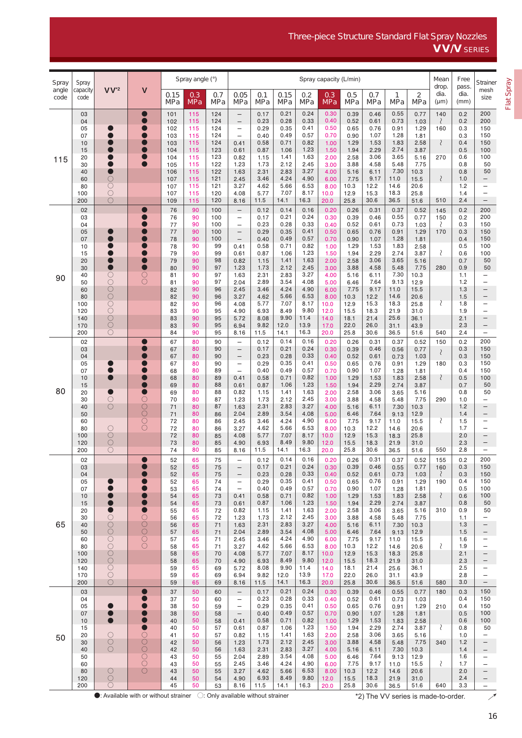# Three-piece Structure Standard Flat Spray Nozzles **VV/V** SERIES

| Spray angle code | Spray capacity code | VV*2 | V | Spray angle (°) | | | Spray capacity (L/min) | | | | | | | | | Mean drop. dia. (μm) | Free pass. dia. (mm) | Strainer mesh size |
|---|---|---|---|---|---|---|---|---|---|---|---|---|---|---|---|---|---|---|
| | | | | 0.15 MPa | 0.3 MPa | 0.7 MPa | 0.05 MPa | 0.1 MPa | 0.15 MPa | 0.2 MPa | 0.3 MPa | 0.5 MPa | 0.7 MPa | 1 MPa | 2 MPa | | | |
| 115 | 03 | | ● | 101 | 115 | 124 | – | 0.17 | 0.21 | 0.24 | 0.30 | 0.39 | 0.46 | 0.55 | 0.77 | 140 | 0.2 | 200 |
| | 04 | | ● | 102 | 115 | 124 | – | 0.23 | 0.28 | 0.33 | 0.40 | 0.52 | 0.61 | 0.73 | 1.03 | 〜 | 0.2 | 200 |
| | 05 | ● | ● | 102 | 115 | 124 | – | 0.29 | 0.35 | 0.41 | 0.50 | 0.65 | 0.76 | 0.91 | 1.29 | 160 | 0.3 | 150 |
| | 07 | ● | ● | 103 | 115 | 124 | – | 0.40 | 0.49 | 0.57 | 0.70 | 0.90 | 1.07 | 1.28 | 1.81 | | 0.3 | 150 |
| | 10 | ● | ● | 103 | 115 | 124 | 0.41 | 0.58 | 0.71 | 0.82 | 1.00 | 1.29 | 1.53 | 1.83 | 2.58 | 〜 | 0.4 | 150 |
| | 15 | ● | ● | 104 | 115 | 123 | 0.61 | 0.87 | 1.06 | 1.23 | 1.50 | 1.94 | 2.29 | 2.74 | 3.87 | | 0.5 | 100 |
| | 20 | ● | ● | 104 | 115 | 123 | 0.82 | 1.15 | 1.41 | 1.63 | 2.00 | 2.58 | 3.06 | 3.65 | 5.16 | 270 | 0.6 | 100 |
| | 30 | ● | ● | 105 | 115 | 122 | 1.23 | 1.73 | 2.12 | 2.45 | 3.00 | 3.88 | 4.58 | 5.48 | 7.75 | | 0.8 | 50 |
| | 40 | ● | | 106 | 115 | 122 | 1.63 | 2.31 | 2.83 | 3.27 | 4.00 | 5.16 | 6.11 | 7.30 | 10.3 | | 0.8 | 50 |
| | 60 | ○ | | 107 | 115 | 121 | 2.45 | 3.46 | 4.24 | 4.90 | 6.00 | 7.75 | 9.17 | 11.0 | 15.5 | 〜 | 1.0 | – |
| | 80 | ○ | | 107 | 115 | 121 | 3.27 | 4.62 | 5.66 | 6.53 | 8.00 | 10.3 | 12.2 | 14.6 | 20.6 | | 1.2 | – |
| | 100 | ○ | | 107 | 115 | 120 | 4.08 | 5.77 | 7.07 | 8.17 | 10.0 | 12.9 | 15.3 | 18.3 | 25.8 | | 1.4 | – |
| | 200 | ○ | | 109 | 115 | 120 | 8.16 | 11.5 | 14.1 | 16.3 | 20.0 | 25.8 | 30.6 | 36.5 | 51.6 | 510 | 2.4 | – |
| 90 | 02 | | ● | 76 | 90 | 100 | – | 0.12 | 0.14 | 0.16 | 0.20 | 0.26 | 0.31 | 0.37 | 0.52 | 145 | 0.2 | 200 |
| | 03 | | ● | 76 | 90 | 100 | – | 0.17 | 0.21 | 0.24 | 0.30 | 0.39 | 0.46 | 0.55 | 0.77 | 150 | 0.2 | 200 |
| | 04 | | ● | 77 | 90 | 100 | – | 0.23 | 0.28 | 0.33 | 0.40 | 0.52 | 0.61 | 0.73 | 1.03 | 〜 | 0.3 | 150 |
| | 05 | ● | ● | 77 | 90 | 100 | – | 0.29 | 0.35 | 0.41 | 0.50 | 0.65 | 0.76 | 0.91 | 1.29 | 170 | 0.3 | 150 |
| | 07 | ● | ● | 78 | 90 | 100 | – | 0.40 | 0.49 | 0.57 | 0.70 | 0.90 | 1.07 | 1.28 | 1.81 | | 0.4 | 150 |
| | 10 | ● | ● | 78 | 90 | 99 | 0.41 | 0.58 | 0.71 | 0.82 | 1.00 | 1.29 | 1.53 | 1.83 | 2.58 | | 0.5 | 100 |
| | 15 | ● | ● | 79 | 90 | 99 | 0.61 | 0.87 | 1.06 | 1.23 | 1.50 | 1.94 | 2.29 | 2.74 | 3.87 | 〜 | 0.6 | 100 |
| | 20 | ● | ● | 79 | 90 | 98 | 0.82 | 1.15 | 1.41 | 1.63 | 2.00 | 2.58 | 3.06 | 3.65 | 5.16 | | 0.7 | 50 |
| | 30 | ● | ● | 80 | 90 | 97 | 1.23 | 1.73 | 2.12 | 2.45 | 3.00 | 3.88 | 4.58 | 5.48 | 7.75 | 280 | 0.9 | 50 |
| | 40 | ○ | ○ | 81 | 90 | 97 | 1.63 | 2.31 | 2.83 | 3.27 | 4.00 | 5.16 | 6.11 | 7.30 | 10.3 | | 1.1 | – |
| | 50 | ○ | ○ | 81 | 90 | 97 | 2.04 | 2.89 | 3.54 | 4.08 | 5.00 | 6.46 | 7.64 | 9.13 | 12.9 | | 1.2 | – |
| | 60 | ○ | | 82 | 90 | 96 | 2.45 | 3.46 | 4.24 | 4.90 | 6.00 | 7.75 | 9.17 | 11.0 | 15.5 | | 1.3 | – |
| | 80 | ○ | | 82 | 90 | 96 | 3.27 | 4.62 | 5.66 | 6.53 | 8.00 | 10.3 | 12.2 | 14.6 | 20.6 | | 1.5 | – |
| | 100 | ○ | | 82 | 90 | 96 | 4.08 | 5.77 | 7.07 | 8.17 | 10.0 | 12.9 | 15.3 | 18.3 | 25.8 | 〜 | 1.8 | – |
| | 120 | ○ | | 83 | 90 | 95 | 4.90 | 6.93 | 8.49 | 9.80 | 12.0 | 15.5 | 18.3 | 21.9 | 31.0 | | 1.9 | – |
| | 140 | ○ | | 83 | 90 | 95 | 5.72 | 8.08 | 9.90 | 11.4 | 14.0 | 18.1 | 21.4 | 25.6 | 36.1 | | 2.1 | – |
| | 170 | ○ | | 83 | 90 | 95 | 6.94 | 9.82 | 12.0 | 13.9 | 17.0 | 22.0 | 26.0 | 31.1 | 43.9 | | 2.3 | – |
| | 200 | ○ | | 84 | 90 | 95 | 8.16 | 11.5 | 14.1 | 16.3 | 20.0 | 25.8 | 30.6 | 36.5 | 51.6 | 540 | 2.4 | – |
| 80 | 02 | | ● | 67 | 80 | 90 | – | 0.12 | 0.14 | 0.16 | 0.20 | 0.26 | 0.31 | 0.37 | 0.52 | 150 | 0.2 | 200 |
| | 03 | | ● | 67 | 80 | 90 | – | 0.17 | 0.21 | 0.24 | 0.30 | 0.39 | 0.46 | 0.56 | 0.77 | 〜 | 0.3 | 150 |
| | 04 | | ● | 67 | 80 | 90 | – | 0.23 | 0.28 | 0.33 | 0.40 | 0.52 | 0.61 | 0.73 | 1.03 | | 0.3 | 150 |
| | 05 | ● | ● | 67 | 80 | 90 | – | 0.29 | 0.35 | 0.41 | 0.50 | 0.65 | 0.76 | 0.91 | 1.29 | 180 | 0.3 | 150 |
| | 07 | ● | ● | 68 | 80 | 89 | – | 0.40 | 0.49 | 0.57 | 0.70 | 0.90 | 1.07 | 1.28 | 1.81 | | 0.4 | 150 |
| | 10 | ● | ● | 68 | 80 | 89 | 0.41 | 0.58 | 0.71 | 0.82 | 1.00 | 1.29 | 1.53 | 1.83 | 2.58 | 〜 | 0.5 | 100 |
| | 15 | | ● | 69 | 80 | 88 | 0.61 | 0.87 | 1.06 | 1.23 | 1.50 | 1.94 | 2.29 | 2.74 | 3.87 | | 0.7 | 50 |
| | 20 | ● | ● | 69 | 80 | 88 | 0.82 | 1.15 | 1.41 | 1.63 | 2.00 | 2.58 | 3.06 | 3.65 | 5.16 | | 0.8 | 50 |
| | 30 | ○ | ○ | 70 | 80 | 87 | 1.23 | 1.73 | 2.12 | 2.45 | 3.00 | 3.88 | 4.58 | 5.48 | 7.75 | 290 | 1.0 | – |
| | 40 | ○ | ○ | 71 | 80 | 87 | 1.63 | 2.31 | 2.83 | 3.27 | 4.00 | 5.16 | 6.11 | 7.30 | 10.3 | | 1.2 | – |
| | 50 | | ○ | 71 | 80 | 86 | 2.04 | 2.89 | 3.54 | 4.08 | 5.00 | 6.46 | 7.64 | 9.13 | 12.9 | | 1.4 | – |
| | 60 | | ○ | 72 | 80 | 86 | 2.45 | 3.46 | 4.24 | 4.90 | 6.00 | 7.75 | 9.17 | 11.0 | 15.5 | 〜 | 1.5 | – |
| | 80 | ○ | ○ | 72 | 80 | 86 | 3.27 | 4.62 | 5.66 | 6.53 | 8.00 | 10.3 | 12.2 | 14.6 | 20.6 | | 1.7 | – |
| | 100 | ○ | | 72 | 80 | 85 | 4.08 | 5.77 | 7.07 | 8.17 | 10.0 | 12.9 | 15.3 | 18.3 | 25.8 | | 2.0 | – |
| | 120 | ○ | | 73 | 80 | 85 | 4.90 | 6.93 | 8.49 | 9.80 | 12.0 | 15.5 | 18.3 | 21.9 | 31.0 | | 2.3 | – |
| | 200 | ○ | | 74 | 80 | 85 | 8.16 | 11.5 | 14.1 | 16.3 | 20.0 | 25.8 | 30.6 | 36.5 | 51.6 | 550 | 2.8 | – |
| 65 | 02 | | ● | 52 | 65 | 75 | – | 0.12 | 0.14 | 0.16 | 0.20 | 0.26 | 0.31 | 0.37 | 0.52 | 155 | 0.2 | 200 |
| | 03 | | ● | 52 | 65 | 75 | – | 0.17 | 0.21 | 0.24 | 0.30 | 0.39 | 0.46 | 0.55 | 0.77 | 160 | 0.3 | 150 |
| | 04 | | ● | 52 | 65 | 75 | – | 0.23 | 0.28 | 0.33 | 0.40 | 0.52 | 0.61 | 0.73 | 1.03 | 〜 | 0.3 | 150 |
| | 05 | ● | ● | 52 | 65 | 74 | – | 0.29 | 0.35 | 0.41 | 0.50 | 0.65 | 0.76 | 0.91 | 1.29 | 190 | 0.4 | 150 |
| | 07 | ● | ● | 53 | 65 | 74 | – | 0.40 | 0.49 | 0.57 | 0.70 | 0.90 | 1.07 | 1.28 | 1.81 | | 0.5 | 100 |
| | 10 | ● | ● | 54 | 65 | 73 | 0.41 | 0.58 | 0.71 | 0.82 | 1.00 | 1.29 | 1.53 | 1.83 | 2.58 | 〜 | 0.6 | 100 |
| | 15 | ● | ● | 54 | 65 | 73 | 0.61 | 0.87 | 1.06 | 1.23 | 1.50 | 1.94 | 2.29 | 2.74 | 3.87 | | 0.8 | 50 |
| | 20 | ● | ● | 55 | 65 | 72 | 0.82 | 1.15 | 1.41 | 1.63 | 2.00 | 2.58 | 3.06 | 3.65 | 5.16 | 310 | 0.9 | 50 |
| | 30 | ○ | ○ | 56 | 65 | 72 | 1.23 | 1.73 | 2.12 | 2.45 | 3.00 | 3.88 | 4.58 | 5.48 | 7.75 | | 1.1 | – |
| | 40 | ○ | ○ | 56 | 65 | 71 | 1.63 | 2.31 | 2.83 | 3.27 | 4.00 | 5.16 | 6.11 | 7.30 | 10.3 | | 1.3 | – |
| | 50 | ○ | ○ | 57 | 65 | 71 | 2.04 | 2.89 | 3.54 | 4.08 | 5.00 | 6.46 | 7.64 | 9.13 | 12.9 | | 1.5 | – |
| | 60 | ○ | ○ | 57 | 65 | 71 | 2.45 | 3.46 | 4.24 | 4.90 | 6.00 | 7.75 | 9.17 | 11.0 | 15.5 | | 1.6 | – |
| | 80 | ○ | ○ | 58 | 65 | 71 | 3.27 | 4.62 | 5.66 | 6.53 | 8.00 | 10.3 | 12.2 | 14.6 | 20.6 | 〜 | 1.9 | – |
| | 100 | ○ | | 58 | 65 | 70 | 4.08 | 5.77 | 7.07 | 8.17 | 10.0 | 12.9 | 15.3 | 18.3 | 25.8 | | 2.1 | – |
| | 120 | ○ | | 58 | 65 | 70 | 4.90 | 6.93 | 8.49 | 9.80 | 12.0 | 15.5 | 18.3 | 21.9 | 31.0 | | 2.3 | – |
| | 140 | ○ | | 59 | 65 | 69 | 5.72 | 8.08 | 9.90 | 11.4 | 14.0 | 18.1 | 21.4 | 25.6 | 36.1 | | 2.5 | – |
| | 170 | ○ | | 59 | 65 | 69 | 6.94 | 9.82 | 12.0 | 13.9 | 17.0 | 22.0 | 26.0 | 31.1 | 43.9 | | 2.8 | – |
| | 200 | ○ | | 59 | 65 | 69 | 8.16 | 11.5 | 14.1 | 16.3 | 20.0 | 25.8 | 30.6 | 36.5 | 51.6 | 580 | 3.0 | – |
| 50 | 03 | | ● | 37 | 50 | 60 | – | 0.17 | 0.21 | 0.24 | 0.30 | 0.39 | 0.46 | 0.55 | 0.77 | 180 | 0.3 | 150 |
| | 04 | | ● | 37 | 50 | 60 | – | 0.23 | 0.28 | 0.33 | 0.40 | 0.52 | 0.61 | 0.73 | 1.03 | | 0.4 | 150 |
| | 05 | ● | ● | 38 | 50 | 59 | – | 0.29 | 0.35 | 0.41 | 0.50 | 0.65 | 0.76 | 0.91 | 1.29 | 210 | 0.4 | 150 |
| | 07 | ● | ● | 38 | 50 | 58 | – | 0.40 | 0.49 | 0.57 | 0.70 | 0.90 | 1.07 | 1.28 | 1.81 | | 0.5 | 100 |
| | 10 | ● | ● | 40 | 50 | 58 | 0.41 | 0.58 | 0.71 | 0.82 | 1.00 | 1.29 | 1.53 | 1.83 | 2.58 | | 0.6 | 100 |
| | 15 | | ● | 40 | 50 | 57 | 0.61 | 0.87 | 1.06 | 1.23 | 1.50 | 1.94 | 2.29 | 2.74 | 3.87 | 〜 | 0.8 | 50 |
| | 20 | ○ | ○ | 41 | 50 | 57 | 0.82 | 1.15 | 1.41 | 1.63 | 2.00 | 2.58 | 3.06 | 3.65 | 5.16 | | 1.0 | – |
| | 30 | ○ | ○ | 42 | 50 | 56 | 1.23 | 1.73 | 2.12 | 2.45 | 3.00 | 3.88 | 4.58 | 5.48 | 7.75 | 340 | 1.2 | – |
| | 40 | ○ | ○ | 42 | 50 | 56 | 1.63 | 2.31 | 2.83 | 3.27 | 4.00 | 5.16 | 6.11 | 7.30 | 10.3 | | 1.4 | – |
| | 50 | | ○ | 43 | 50 | 55 | 2.04 | 2.89 | 3.54 | 4.08 | 5.00 | 6.46 | 7.64 | 9.13 | 12.9 | | 1.6 | – |
| | 60 | | ○ | 43 | 50 | 55 | 2.45 | 3.46 | 4.24 | 4.90 | 6.00 | 7.75 | 9.17 | 11.0 | 15.5 | 〜 | 1.7 | – |
| | 80 | ○ | ○ | 43 | 50 | 55 | 3.27 | 4.62 | 5.66 | 6.53 | 8.00 | 10.3 | 12.2 | 14.6 | 20.6 | | 2.0 | – |
| | 120 | ○ | | 44 | 50 | 54 | 4.90 | 6.93 | 8.49 | 9.80 | 12.0 | 15.5 | 18.3 | 21.9 | 31.0 | | 2.4 | – |
| | 200 | ○ | | 45 | 50 | 53 | 8.16 | 11.5 | 14.1 | 16.3 | 20.0 | 25.8 | 30.6 | 36.5 | 51.6 | 640 | 3.3 | – |

●: Available with or without strainer ○: Only available without strainer

*2) The VV series is made-to-order.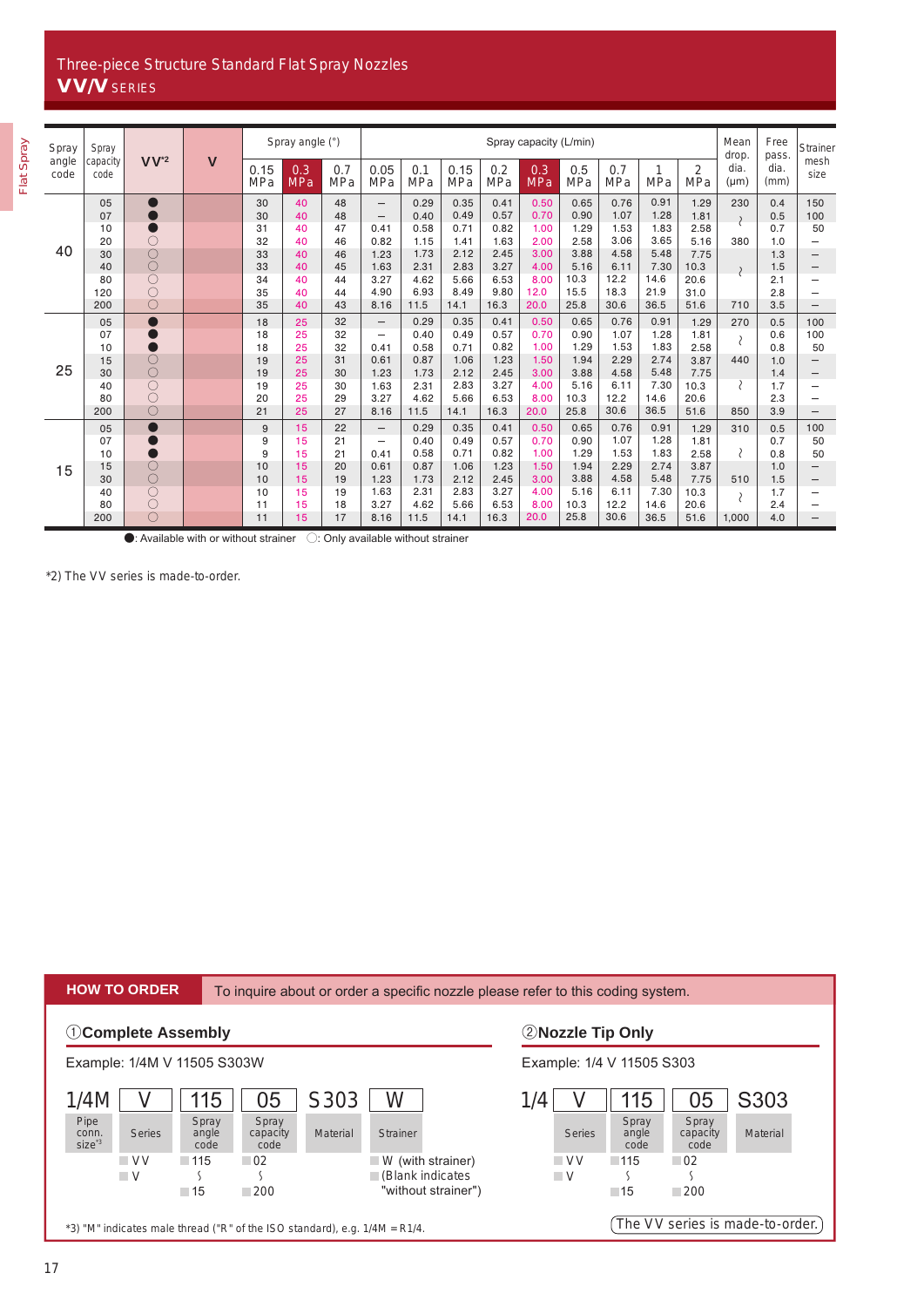# Three-piece Structure Standard Flat Spray Nozzles

## VV/V SERIES

| Spray angle code | Spray capacity code | VV*2 | V | Spray angle (°) 0.15 MPa | 0.3 MPa | 0.7 MPa | Spray capacity (L/min) 0.05 MPa | 0.1 MPa | 0.15 MPa | 0.2 MPa | 0.3 MPa | 0.5 MPa | 0.7 MPa | 1 MPa | 2 MPa | Mean drop. dia. (μm) | Free pass. dia. (mm) | Strainer mesh size |
|---|---|---|---|---|---|---|---|---|---|---|---|---|---|---|---|---|---|---|
| 40 | 05 | ● | | 30 | 40 | 48 | – | 0.29 | 0.35 | 0.41 | 0.50 | 0.65 | 0.76 | 0.91 | 1.29 | 230 | 0.4 | 150 |
| | 07 | ● | | 30 | 40 | 48 | – | 0.40 | 0.49 | 0.57 | 0.70 | 0.90 | 1.07 | 1.28 | 1.81 | ≀ | 0.5 | 100 |
| | 10 | ● | | 31 | 40 | 47 | 0.41 | 0.58 | 0.71 | 0.82 | 1.00 | 1.29 | 1.53 | 1.83 | 2.58 | | 0.7 | 50 |
| | 20 | ○ | | 32 | 40 | 46 | 0.82 | 1.15 | 1.41 | 1.63 | 2.00 | 2.58 | 3.06 | 3.65 | 5.16 | 380 | 1.0 | – |
| | 30 | ○ | | 33 | 40 | 46 | 1.23 | 1.73 | 2.12 | 2.45 | 3.00 | 3.88 | 4.58 | 5.48 | 7.75 | | 1.3 | – |
| | 40 | ○ | | 33 | 40 | 45 | 1.63 | 2.31 | 2.83 | 3.27 | 4.00 | 5.16 | 6.11 | 7.30 | 10.3 | ≀ | 1.5 | – |
| | 80 | ○ | | 34 | 40 | 44 | 3.27 | 4.62 | 5.66 | 6.53 | 8.00 | 10.3 | 12.2 | 14.6 | 20.6 | | 2.1 | – |
| | 120 | ○ | | 35 | 40 | 44 | 4.90 | 6.93 | 8.49 | 9.80 | 12.0 | 15.5 | 18.3 | 21.9 | 31.0 | | 2.8 | – |
| | 200 | ○ | | 35 | 40 | 43 | 8.16 | 11.5 | 14.1 | 16.3 | 20.0 | 25.8 | 30.6 | 36.5 | 51.6 | 710 | 3.5 | – |
| 25 | 05 | ● | | 18 | 25 | 32 | – | 0.29 | 0.35 | 0.41 | 0.50 | 0.65 | 0.76 | 0.91 | 1.29 | 270 | 0.5 | 100 |
| | 07 | ● | | 18 | 25 | 32 | – | 0.40 | 0.49 | 0.57 | 0.70 | 0.90 | 1.07 | 1.28 | 1.81 | ≀ | 0.6 | 100 |
| | 10 | ● | | 18 | 25 | 32 | 0.41 | 0.58 | 0.71 | 0.82 | 1.00 | 1.29 | 1.53 | 1.83 | 2.58 | | 0.8 | 50 |
| | 15 | ○ | | 19 | 25 | 31 | 0.61 | 0.87 | 1.06 | 1.23 | 1.50 | 1.94 | 2.29 | 2.74 | 3.87 | 440 | 1.0 | – |
| | 30 | ○ | | 19 | 25 | 30 | 1.23 | 1.73 | 2.12 | 2.45 | 3.00 | 3.88 | 4.58 | 5.48 | 7.75 | | 1.4 | – |
| | 40 | ○ | | 19 | 25 | 30 | 1.63 | 2.31 | 2.83 | 3.27 | 4.00 | 5.16 | 6.11 | 7.30 | 10.3 | ≀ | 1.7 | – |
| | 80 | ○ | | 20 | 25 | 29 | 3.27 | 4.62 | 5.66 | 6.53 | 8.00 | 10.3 | 12.2 | 14.6 | 20.6 | | 2.3 | – |
| | 200 | ○ | | 21 | 25 | 27 | 8.16 | 11.5 | 14.1 | 16.3 | 20.0 | 25.8 | 30.6 | 36.5 | 51.6 | 850 | 3.9 | – |
| 15 | 05 | ● | | 9 | 15 | 22 | – | 0.29 | 0.35 | 0.41 | 0.50 | 0.65 | 0.76 | 0.91 | 1.29 | 310 | 0.5 | 100 |
| | 07 | ● | | 9 | 15 | 21 | – | 0.40 | 0.49 | 0.57 | 0.70 | 0.90 | 1.07 | 1.28 | 1.81 | | 0.7 | 50 |
| | 10 | ● | | 9 | 15 | 21 | 0.41 | 0.58 | 0.71 | 0.82 | 1.00 | 1.29 | 1.53 | 1.83 | 2.58 | ≀ | 0.8 | 50 |
| | 15 | ○ | | 10 | 15 | 20 | 0.61 | 0.87 | 1.06 | 1.23 | 1.50 | 1.94 | 2.29 | 2.74 | 3.87 | | 1.0 | – |
| | 30 | ○ | | 10 | 15 | 19 | 1.23 | 1.73 | 2.12 | 2.45 | 3.00 | 3.88 | 4.58 | 5.48 | 7.75 | 510 | 1.5 | – |
| | 40 | ○ | | 10 | 15 | 19 | 1.63 | 2.31 | 2.83 | 3.27 | 4.00 | 5.16 | 6.11 | 7.30 | 10.3 | ≀ | 1.7 | – |
| | 80 | ○ | | 11 | 15 | 18 | 3.27 | 4.62 | 5.66 | 6.53 | 8.00 | 10.3 | 12.2 | 14.6 | 20.6 | | 2.4 | – |
| | 200 | ○ | | 11 | 15 | 17 | 8.16 | 11.5 | 14.1 | 16.3 | 20.0 | 25.8 | 30.6 | 36.5 | 51.6 | 1,000 | 4.0 | – |

●: Available with or without strainer ○: Only available without strainer

*2) The VV series is made-to-order.

## HOW TO ORDER

To inquire about or order a specific nozzle please refer to this coding system.

### ①Complete Assembly

Example: 1/4M V 11505 S303W

| 1/4M | V | 115 | 05 | S303 | W |
|---|---|---|---|---|---|
| Pipe conn. size*3 | Series | Spray angle code | Spray capacity code | Material | Strainer |
| | VV / V | 115 ~ 15 | 02 ~ 200 | | W (with strainer) / (Blank indicates "without strainer") |

*3) "M" indicates male thread ("R" of the ISO standard), e.g. 1/4M = R1/4.

### ②Nozzle Tip Only

Example: 1/4 V 11505 S303

| 1/4 | V | 115 | 05 | S303 |
|---|---|---|---|---|
| | Series | Spray angle code | Spray capacity code | Material |
| | VV / V | 115 ~ 15 | 02 ~ 200 | |

(The VV series is made-to-order.)